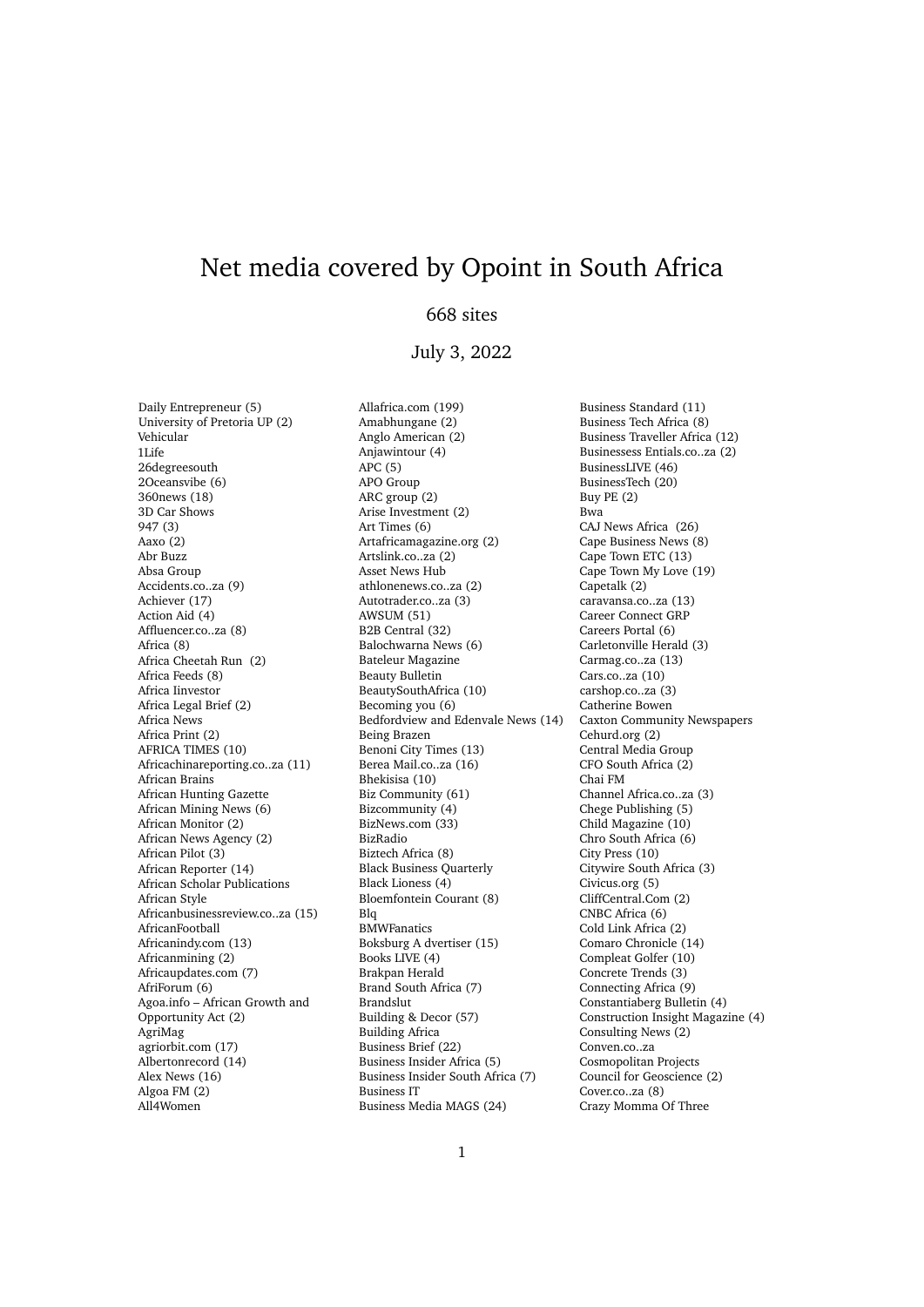# Net media covered by Opoint in South Africa

668 sites

July 3, 2022

Daily Entrepreneur (5)
University of Pretoria UP (2)
Vehicular
1Life
26degreesouth
2Oceansvibe (6)
360news (18)
3D Car Shows
947 (3)
Aaxo (2)
Abr Buzz
Absa Group
Accidents.co..za (9)
Achiever (17)
Action Aid (4)
Affluencer.co..za (8)
Africa (8)
Africa Cheetah Run (2)
Africa Feeds (8)
Africa Iinvestor
Africa Legal Brief (2)
Africa News
Africa Print (2)
AFRICA TIMES (10)
Africachinareporting.co..za (11)
African Brains
African Hunting Gazette
African Mining News (6)
African Monitor (2)
African News Agency (2)
African Pilot (3)
African Reporter (14)
African Scholar Publications
African Style
Africanbusinessreview.co..za (15)
AfricanFootball
Africanindy.com (13)
Africanmining (2)
Africaupdates.com (7)
AfriForum (6)
Agoa.info – African Growth and Opportunity Act (2)
AgriMag
agriorbit.com (17)
Albertonrecord (14)
Alex News (16)
Algoa FM (2)
All4Women
Allafrica.com (199)
Amabhungane (2)
Anglo American (2)
Anjawintour (4)
APC (5)
APO Group
ARC group (2)
Arise Investment (2)
Art Times (6)
Artafricamagazine.org (2)
Artslink.co..za (2)
Asset News Hub
athlonenews.co..za (2)
Autotrader.co..za (3)
AWSUM (51)
B2B Central (32)
Balochwarna News (6)
Bateleur Magazine
Beauty Bulletin
BeautySouthAfrica (10)
Becoming you (6)
Bedfordview and Edenvale News (14)
Being Brazen
Benoni City Times (13)
Berea Mail.co..za (16)
Bhekisisa (10)
Biz Community (61)
Bizcommunity (4)
BizNews.com (33)
BizRadio
Biztech Africa (8)
Black Business Quarterly
Black Lioness (4)
Bloemfontein Courant (8)
Blq
BMWFanatics
Boksburg A dvertiser (15)
Books LIVE (4)
Brakpan Herald
Brand South Africa (7)
Brandslut
Building & Decor (57)
Building Africa
Business Brief (22)
Business Insider Africa (5)
Business Insider South Africa (7)
Business IT
Business Media MAGS (24)
Business Standard (11)
Business Tech Africa (8)
Business Traveller Africa (12)
Businessess Entials.co..za (2)
BusinessLIVE (46)
BusinessTech (20)
Buy PE (2)
Bwa
CAJ News Africa (26)
Cape Business News (8)
Cape Town ETC (13)
Cape Town My Love (19)
Capetalk (2)
caravansa.co..za (13)
Career Connect GRP
Careers Portal (6)
Carletonville Herald (3)
Carmag.co..za (13)
Cars.co..za (10)
carshop.co..za (3)
Catherine Bowen
Caxton Community Newspapers
Cehurd.org (2)
Central Media Group
CFO South Africa (2)
Chai FM
Channel Africa.co..za (3)
Chege Publishing (5)
Child Magazine (10)
Chro South Africa (6)
City Press (10)
Citywire South Africa (3)
Civicus.org (5)
CliffCentral.Com (2)
CNBC Africa (6)
Cold Link Africa (2)
Comaro Chronicle (14)
Compleat Golfer (10)
Concrete Trends (3)
Connecting Africa (9)
Constantiaberg Bulletin (4)
Construction Insight Magazine (4)
Consulting News (2)
Conven.co..za
Cosmopolitan Projects
Council for Geoscience (2)
Cover.co..za (8)
Crazy Momma Of Three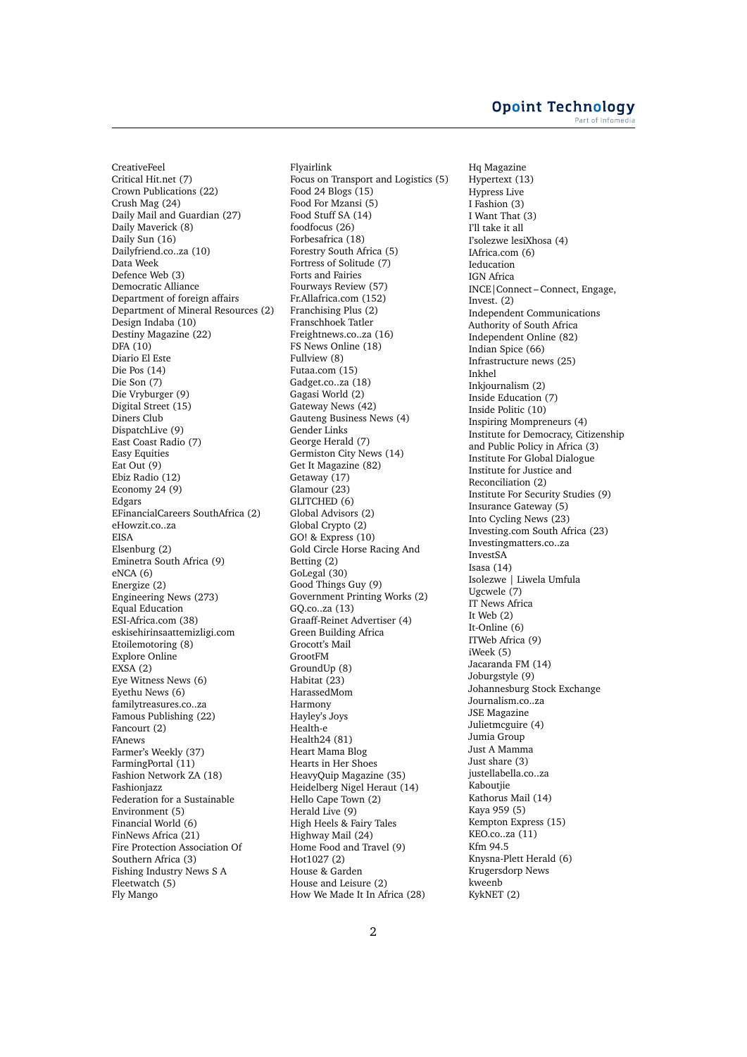CreativeFeel
Critical Hit.net (7)
Crown Publications (22)
Crush Mag (24)
Daily Mail and Guardian (27)
Daily Maverick (8)
Daily Sun (16)
Dailyfriend.co..za (10)
Data Week
Defence Web (3)
Democratic Alliance
Department of foreign affairs
Department of Mineral Resources (2)
Design Indaba (10)
Destiny Magazine (22)
DFA (10)
Diario El Este
Die Pos (14)
Die Son (7)
Die Vryburger (9)
Digital Street (15)
Diners Club
DispatchLive (9)
East Coast Radio (7)
Easy Equities
Eat Out (9)
Ebiz Radio (12)
Economy 24 (9)
Edgars
EFinancialCareers SouthAfrica (2)
eHowzit.co..za
EISA
Elsenburg (2)
Eminetra South Africa (9)
eNCA (6)
Energize (2)
Engineering News (273)
Equal Education
ESI-Africa.com (38)
eskisehirinsaattemizligi.com
Etoilemotoring (8)
Explore Online
EXSA (2)
Eye Witness News (6)
Eyethu News (6)
familytreasures.co..za
Famous Publishing (22)
Fancourt (2)
FAnews
Farmer's Weekly (37)
FarmingPortal (11)
Fashion Network ZA (18)
Fashionjazz
Federation for a Sustainable Environment (5)
Financial World (6)
FinNews Africa (21)
Fire Protection Association Of Southern Africa (3)
Fishing Industry News S A
Fleetwatch (5)
Fly Mango
Flyairlink
Focus on Transport and Logistics (5)
Food 24 Blogs (15)
Food For Mzansi (5)
Food Stuff SA (14)
foodfocus (26)
Forbesafrica (18)
Forestry South Africa (5)
Fortress of Solitude (7)
Forts and Fairies
Fourways Review (57)
Fr.Allafrica.com (152)
Franchising Plus (2)
Franschhoek Tatler
Freightnews.co..za (16)
FS News Online (18)
Fullview (8)
Futaa.com (15)
Gadget.co..za (18)
Gagasi World (2)
Gateway News (42)
Gauteng Business News (4)
Gender Links
George Herald (7)
Germiston City News (14)
Get It Magazine (82)
Getaway (17)
Glamour (23)
GLITCHED (6)
Global Advisors (2)
Global Crypto (2)
GO! & Express (10)
Gold Circle Horse Racing And Betting (2)
GoLegal (30)
Good Things Guy (9)
Government Printing Works (2)
GQ.co..za (13)
Graaff-Reinet Advertiser (4)
Green Building Africa
Grocott's Mail
GrootFM
GroundUp (8)
Habitat (23)
HarassedMom
Harmony
Hayley's Joys
Health-e
Health24 (81)
Heart Mama Blog
Hearts in Her Shoes
HeavyQuip Magazine (35)
Heidelberg Nigel Heraut (14)
Hello Cape Town (2)
Herald Live (9)
High Heels & Fairy Tales
Highway Mail (24)
Home Food and Travel (9)
Hot1027 (2)
House & Garden
House and Leisure (2)
How We Made It In Africa (28)
Hq Magazine
Hypertext (13)
Hypress Live
I Fashion (3)
I Want That (3)
I'll take it all
I'solezwe lesiXhosa (4)
IAfrica.com (6)
Ieducation
IGN Africa
INCE|Connect – Connect, Engage, Invest. (2)
Independent Communications Authority of South Africa
Independent Online (82)
Indian Spice (66)
Infrastructure news (25)
Inkhel
Inkjournalism (2)
Inside Education (7)
Inside Politic (10)
Inspiring Mompreneurs (4)
Institute for Democracy, Citizenship and Public Policy in Africa (3)
Institute For Global Dialogue
Institute for Justice and Reconciliation (2)
Institute For Security Studies (9)
Insurance Gateway (5)
Into Cycling News (23)
Investing.com South Africa (23)
Investingmatters.co..za
InvestSA
Isasa (14)
Isolezwe | Liwela Umfula
Ugcwele (7)
IT News Africa
It Web (2)
It-Online (6)
ITWeb Africa (9)
iWeek (5)
Jacaranda FM (14)
Joburgstyle (9)
Johannesburg Stock Exchange
Journalism.co..za
JSE Magazine
Julietmcguire (4)
Jumia Group
Just A Mamma
Just share (3)
justellabella.co..za
Kaboutjie
Kathorus Mail (14)
Kaya 959 (5)
Kempton Express (15)
KEO.co..za (11)
Kfm 94.5
Knysna-Plett Herald (6)
Krugersdorp News
kweenb
KykNET (2)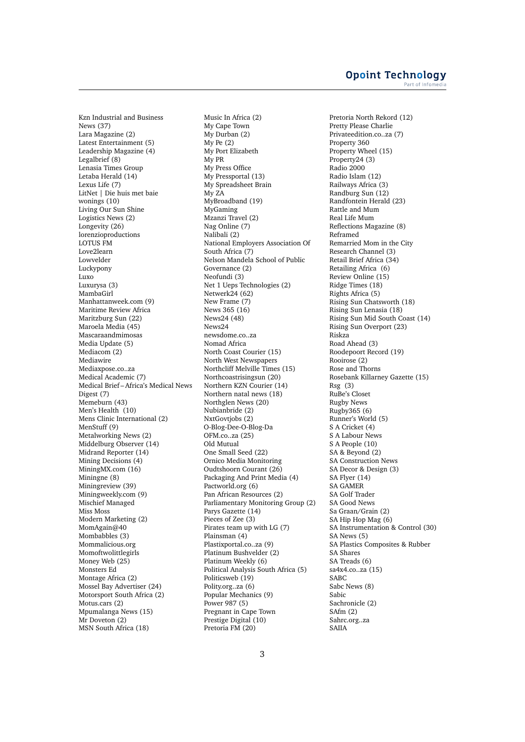Kzn Industrial and Business News (37)
Lara Magazine (2)
Latest Entertainment (5)
Leadership Magazine (4)
Legalbrief (8)
Lenasia Times Group
Letaba Herald (14)
Lexus Life (7)
LitNet | Die huis met baie wonings (10)
Living Our Sun Shine
Logistics News (2)
Longevity (26)
lorenzioproductions
LOTUS FM
Love2learn
Lowvelder
Luckypony
Luxo
Luxurysa (3)
MambaGirl
Manhattanweek.com (9)
Maritime Review Africa
Maritzburg Sun (22)
Maroela Media (45)
Mascaraandmimosas
Media Update (5)
Mediacom (2)
Mediawire
Mediaxpose.co..za
Medical Academic (7)
Medical Brief – Africa's Medical News Digest (7)
Memeburn (43)
Men's Health (10)
Mens Clinic International (2)
MenStuff (9)
Metalworking News (2)
Middelburg Observer (14)
Midrand Reporter (14)
Mining Decisions (4)
MiningMX.com (16)
Miningne (8)
Miningreview (39)
Miningweekly.com (9)
Mischief Managed
Miss Moss
Modern Marketing (2)
MomAgain@40
Mombabbles (3)
Mommalicious.org
Momoftwolittlegirls
Money Web (25)
Monsters Ed
Montage Africa (2)
Mossel Bay Advertiser (24)
Motorsport South Africa (2)
Motus.cars (2)
Mpumalanga News (15)
Mr Doveton (2)
MSN South Africa (18)
Music In Africa (2)
My Cape Town
My Durban (2)
My Pe (2)
My Port Elizabeth
My PR
My Press Office
My Pressportal (13)
My Spreadsheet Brain
My ZA
MyBroadband (19)
MyGaming
Mzanzi Travel (2)
Nag Online (7)
Nalibali (2)
National Employers Association Of South Africa (7)
Nelson Mandela School of Public Governance (2)
Neofundi (3)
Net 1 Ueps Technologies (2)
Netwerk24 (62)
New Frame (7)
News 365 (16)
News24 (48)
News24
newsdome.co..za
Nomad Africa
North Coast Courier (15)
North West Newspapers
Northcliff Melville Times (15)
Northcoastrisingsun (20)
Northern KZN Courier (14)
Northern natal news (18)
Northglen News (20)
Nubianbride (2)
NxtGovtjobs (2)
O-Blog-Dee-O-Blog-Da
OFM.co..za (25)
Old Mutual
One Small Seed (22)
Ornico Media Monitoring
Oudtshoorn Courant (26)
Packaging And Print Media (4)
Pactworld.org (6)
Pan African Resources (2)
Parliamentary Monitoring Group (2)
Parys Gazette (14)
Pieces of Zee (3)
Pirates team up with LG (7)
Plainsman (4)
Plastixportal.co..za (9)
Platinum Bushvelder (2)
Platinum Weekly (6)
Political Analysis South Africa (5)
Politicsweb (19)
Polity.org..za (6)
Popular Mechanics (9)
Power 987 (5)
Pregnant in Cape Town
Prestige Digital (10)
Pretoria FM (20)
Pretoria North Rekord (12)
Pretty Please Charlie
Privateedition.co..za (7)
Property 360
Property Wheel (15)
Property24 (3)
Radio 2000
Radio Islam (12)
Railways Africa (3)
Randburg Sun (12)
Randfontein Herald (23)
Rattle and Mum
Real Life Mum
Reflections Magazine (8)
Reframed
Remarried Mom in the City
Research Channel (3)
Retail Brief Africa (34)
Retailing Africa (6)
Review Online (15)
Ridge Times (18)
Rights Africa (5)
Rising Sun Chatsworth (18)
Rising Sun Lenasia (18)
Rising Sun Mid South Coast (14)
Rising Sun Overport (23)
Riskza
Road Ahead (3)
Roodepoort Record (19)
Rooirose (2)
Rose and Thorns
Rosebank Killarney Gazette (15)
Rsg (3)
RuBe's Closet
Rugby News
Rugby365 (6)
Runner's World (5)
S A Cricket (4)
S A Labour News
S A People (10)
SA & Beyond (2)
SA Construction News
SA Decor & Design (3)
SA Flyer (14)
SA GAMER
SA Golf Trader
SA Good News
Sa Graan/Grain (2)
SA Hip Hop Mag (6)
SA Instrumentation & Control (30)
SA News (5)
SA Plastics Composites & Rubber
SA Shares
SA Treads (6)
sa4x4.co..za (15)
SABC
Sabc News (8)
Sabic
Sachronicle (2)
SAfm (2)
Sahrc.org..za
SAIIA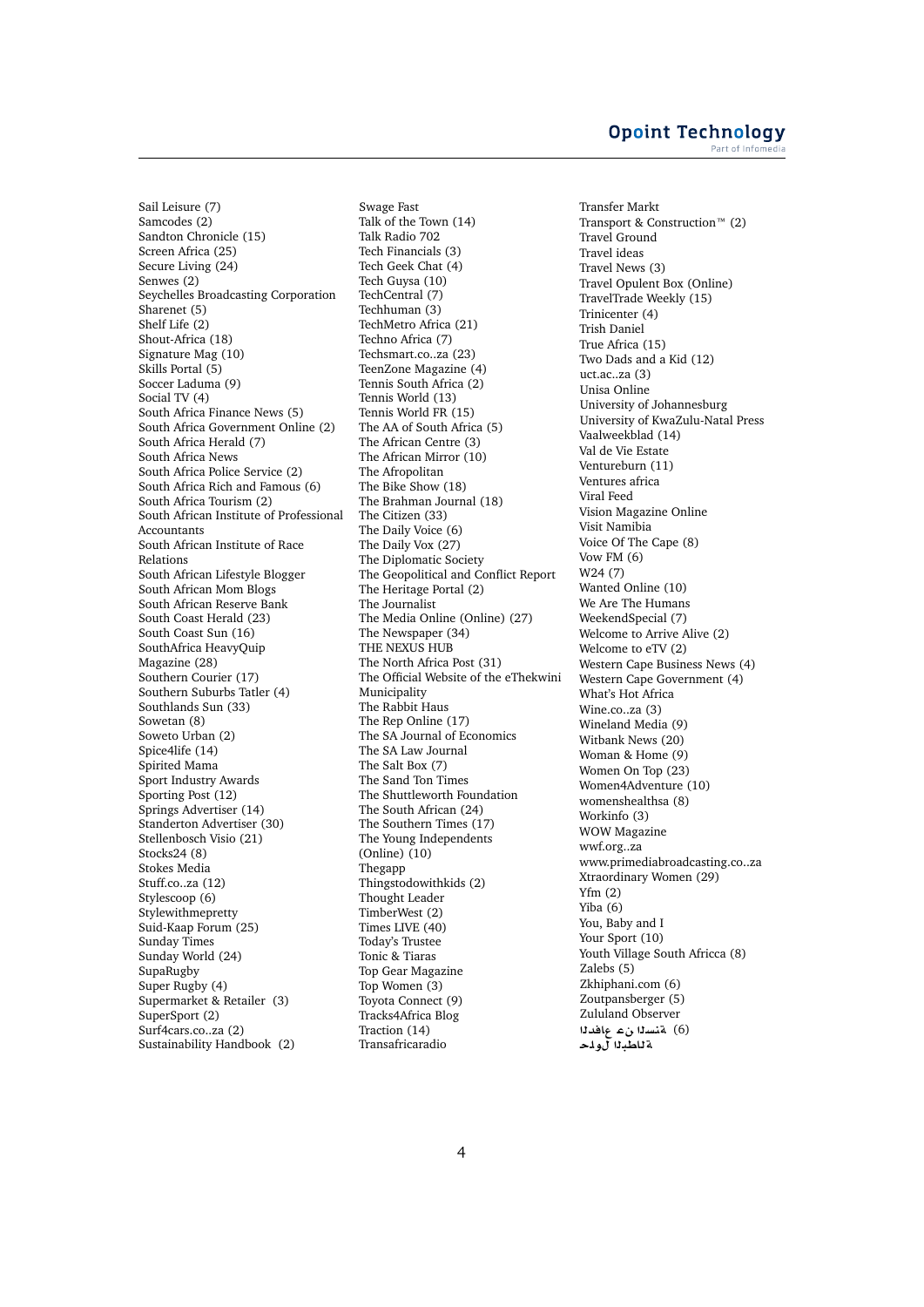Sail Leisure (7)
Samcodes (2)
Sandton Chronicle (15)
Screen Africa (25)
Secure Living (24)
Senwes (2)
Seychelles Broadcasting Corporation
Sharenet (5)
Shelf Life (2)
Shout-Africa (18)
Signature Mag (10)
Skills Portal (5)
Soccer Laduma (9)
Social TV (4)
South Africa Finance News (5)
South Africa Government Online (2)
South Africa Herald (7)
South Africa News
South Africa Police Service (2)
South Africa Rich and Famous (6)
South Africa Tourism (2)
South African Institute of Professional Accountants
South African Institute of Race Relations
South African Lifestyle Blogger
South African Mom Blogs
South African Reserve Bank
South Coast Herald (23)
South Coast Sun (16)
SouthAfrica HeavyQuip Magazine (28)
Southern Courier (17)
Southern Suburbs Tatler (4)
Southlands Sun (33)
Sowetan (8)
Soweto Urban (2)
Spice4life (14)
Spirited Mama
Sport Industry Awards
Sporting Post (12)
Springs Advertiser (14)
Standerton Advertiser (30)
Stellenbosch Visio (21)
Stocks24 (8)
Stokes Media
Stuff.co..za (12)
Stylescoop (6)
Stylewithmepretty
Suid-Kaap Forum (25)
Sunday Times
Sunday World (24)
SupaRugby
Super Rugby (4)
Supermarket & Retailer (3)
SuperSport (2)
Surf4cars.co..za (2)
Sustainability Handbook (2)
Swage Fast
Talk of the Town (14)
Talk Radio 702
Tech Financials (3)
Tech Geek Chat (4)
Tech Guysa (10)
TechCentral (7)
Techhuman (3)
TechMetro Africa (21)
Techno Africa (7)
Techsmart.co..za (23)
TeenZone Magazine (4)
Tennis South Africa (2)
Tennis World (13)
Tennis World FR (15)
The AA of South Africa (5)
The African Centre (3)
The African Mirror (10)
The Afropolitan
The Bike Show (18)
The Brahman Journal (18)
The Citizen (33)
The Daily Voice (6)
The Daily Vox (27)
The Diplomatic Society
The Geopolitical and Conflict Report
The Heritage Portal (2)
The Journalist
The Media Online (Online) (27)
The Newspaper (34)
THE NEXUS HUB
The North Africa Post (31)
The Official Website of the eThekwini Municipality
The Rabbit Haus
The Rep Online (17)
The SA Journal of Economics
The SA Law Journal
The Salt Box (7)
The Sand Ton Times
The Shuttleworth Foundation
The South African (24)
The Southern Times (17)
The Young Independents (Online) (10)
Thegapp
Thingstodowithkids (2)
Thought Leader
TimberWest (2)
Times LIVE (40)
Today's Trustee
Tonic & Tiaras
Top Gear Magazine
Top Women (3)
Toyota Connect (9)
Tracks4Africa Blog
Traction (14)
Transafricaradio
Transfer Markt
Transport & Construction™ (2)
Travel Ground
Travel ideas
Travel News (3)
Travel Opulent Box (Online)
TravelTrade Weekly (15)
Trinicenter (4)
Trish Daniel
True Africa (15)
Two Dads and a Kid (12)
uct.ac..za (3)
Unisa Online
University of Johannesburg
University of KwaZulu-Natal Press
Vaalweekblad (14)
Val de Vie Estate
Ventureburn (11)
Ventures africa
Viral Feed
Vision Magazine Online
Visit Namibia
Voice Of The Cape (8)
Vow FM (6)
W24 (7)
Wanted Online (10)
We Are The Humans
WeekendSpecial (7)
Welcome to Arrive Alive (2)
Welcome to eTV (2)
Western Cape Business News (4)
Western Cape Government (4)
What's Hot Africa
Wine.co..za (3)
Wineland Media (9)
Witbank News (20)
Woman & Home (9)
Women On Top (23)
Women4Adventure (10)
womenshealthsa (8)
Workinfo (3)
WOW Magazine
wwf.org..za
www.primediabroadcasting.co..za
Xtraordinary Women (29)
Yfm (2)
Yiba (6)
You, Baby and I
Your Sport (10)
Youth Village South Africca (8)
Zalebs (5)
Zkhiphani.com (6)
Zoutpansberger (5)
Zululand Observer
الدفاع عن السنة والحلول البطالة (6)